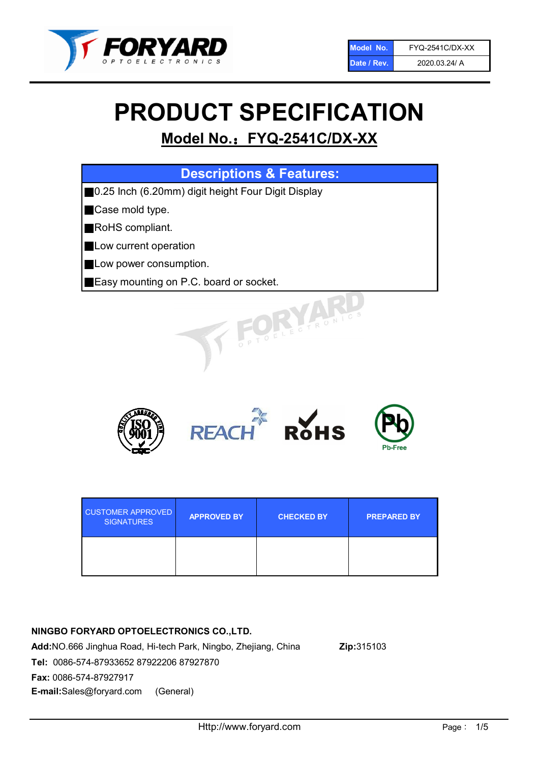FORYARD OPTOELECTRONICS

| Model No. | FYQ-2541C/DX-XX |
| --- | --- |
| Date / Rev. | 2020.03.24/ A |

# PRODUCT SPECIFICATION

## Model No.：FYQ-2541C/DX-XX

| Descriptions & Features: |
| --- |
| ■0.25 Inch (6.20mm) digit height Four Digit Display |
| ■Case mold type. |
| ■RoHS compliant. |
| ■Low current operation |
| ■Low power consumption. |
| ■Easy mounting on P.C. board or socket. |

| CUSTOMER APPROVED SIGNATURES | APPROVED BY | CHECKED BY | PREPARED BY |
| --- | --- | --- | --- |
| | | | |

**NINGBO FORYARD OPTOELECTRONICS CO.,LTD.**

**Add:**NO.666 Jinghua Road, Hi-tech Park, Ningbo, Zhejiang, China **Zip:**315103

**Tel:** 0086-574-87933652 87922206 87927870

**Fax:** 0086-574-87927917

**E-mail:**Sales@foryard.com (General)

Http://www.foryard.com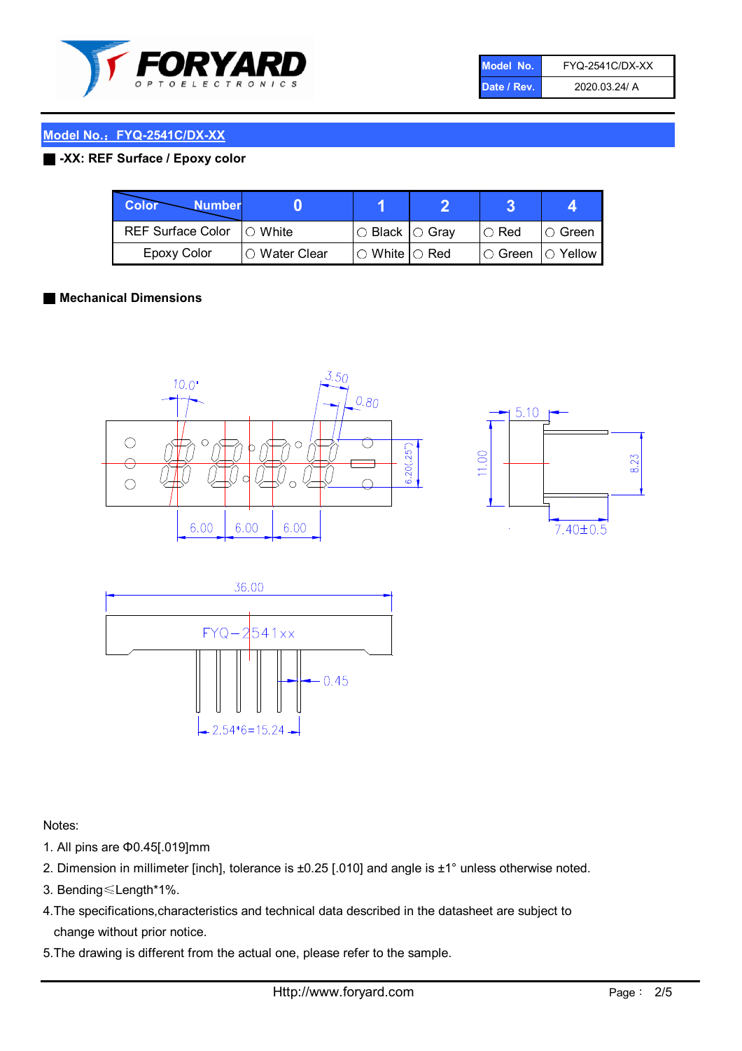| Model No. | FYQ-2541C/DX-XX |
|---|---|
| Date / Rev. | 2020.03.24/ A |

## Model No.：FYQ-2541C/DX-XX

■ **-XX: REF Surface / Epoxy color**

| Color \ Number | 0 | 1 | 2 | 3 | 4 |
|---|---|---|---|---|---|
| REF Surface Color | ○ White | ○ Black | ○ Gray | ○ Red | ○ Green |
| Epoxy Color | ○ Water Clear | ○ White | ○ Red | ○ Green | ○ Yellow |

■ **Mechanical Dimensions**

10.0°　3.50　0.80　6.20(.25")　6.00　6.00　6.00　5.10　11.00　8.23　7.40±0.5

36.00　FYQ−2541xx　0.45　2.54*6=15.24

Notes:

1. All pins are Φ0.45[.019]mm
2. Dimension in millimeter [inch], tolerance is ±0.25 [.010] and angle is ±1° unless otherwise noted.
3. Bending≤Length*1%.
4. The specifications,characteristics and technical data described in the datasheet are subject to change without prior notice.
5. The drawing is different from the actual one, please refer to the sample.

Http://www.foryard.com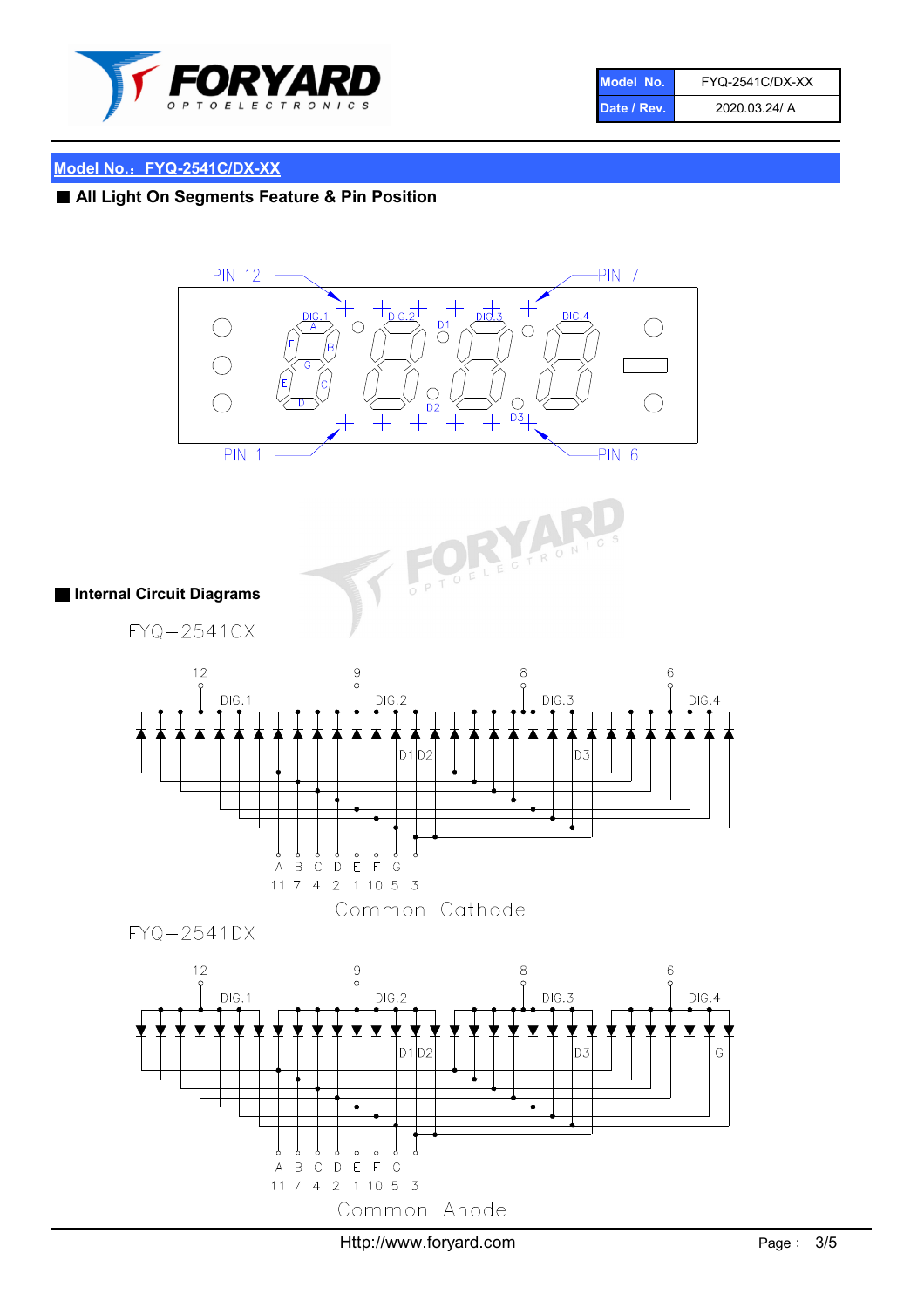## Model No.：FYQ-2541C/DX-XX

■ **All Light On Segments Feature & Pin Position**

■ **Internal Circuit Diagrams**

FYQ−2541CX

| A | B | C | D | E | F | G | |
|---|---|---|---|---|---|---|---|
| 11 | 7 | 4 | 2 | 1 | 10 | 5 | 3 |

Common Cathode

FYQ−2541DX

| A | B | C | D | E | F | G | |
|---|---|---|---|---|---|---|---|
| 11 | 7 | 4 | 2 | 1 | 10 | 5 | 3 |

Common Anode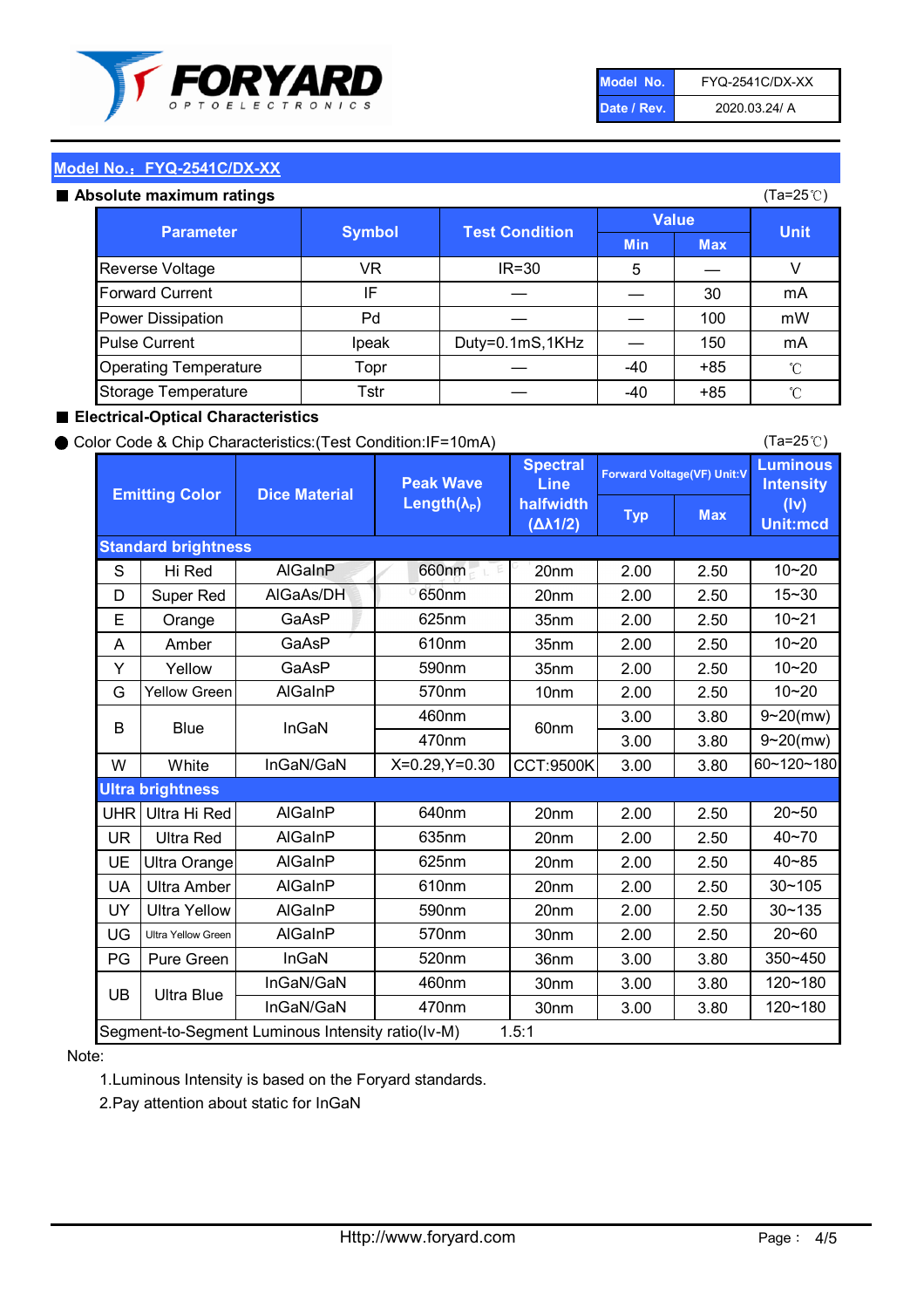| Model No. | FYQ-2541C/DX-XX |
| --- | --- |
| Date / Rev. | 2020.03.24/ A |

## Model No.：FYQ-2541C/DX-XX

### ■ Absolute maximum ratings

(Ta=25℃)

| Parameter | Symbol | Test Condition | Value | | Unit |
| --- | --- | --- | --- | --- | --- |
| | | | Min | Max | |
| Reverse Voltage | VR | IR=30 | 5 | — | V |
| Forward Current | IF | — | — | 30 | mA |
| Power Dissipation | Pd | — | — | 100 | mW |
| Pulse Current | Ipeak | Duty=0.1mS,1KHz | — | 150 | mA |
| Operating Temperature | Topr | — | -40 | +85 | ℃ |
| Storage Temperature | Tstr | — | -40 | +85 | ℃ |

### ■ Electrical-Optical Characteristics

● Color Code & Chip Characteristics:(Test Condition:IF=10mA)

(Ta=25℃)

| Emitting Color | | Dice Material | Peak Wave Length($\lambda_P$) | Spectral Line halfwidth ($\Delta\lambda 1/2$) | Forward Voltage(VF) Unit:V | | Luminous Intensity (Iv) Unit:mcd |
| --- | --- | --- | --- | --- | --- | --- | --- |
| | | | | | Typ | Max | |
| **Standard brightness** | | | | | | | |
| S | Hi Red | AlGaInP | 660nm | 20nm | 2.00 | 2.50 | 10~20 |
| D | Super Red | AlGaAs/DH | 650nm | 20nm | 2.00 | 2.50 | 15~30 |
| E | Orange | GaAsP | 625nm | 35nm | 2.00 | 2.50 | 10~21 |
| A | Amber | GaAsP | 610nm | 35nm | 2.00 | 2.50 | 10~20 |
| Y | Yellow | GaAsP | 590nm | 35nm | 2.00 | 2.50 | 10~20 |
| G | Yellow Green | AlGaInP | 570nm | 10nm | 2.00 | 2.50 | 10~20 |
| B | Blue | InGaN | 460nm | 60nm | 3.00 | 3.80 | 9~20(mw) |
| | | | 470nm | | 3.00 | 3.80 | 9~20(mw) |
| W | White | InGaN/GaN | X=0.29,Y=0.30 | CCT:9500K | 3.00 | 3.80 | 60~120~180 |
| **Ultra brightness** | | | | | | | |
| UHR | Ultra Hi Red | AlGaInP | 640nm | 20nm | 2.00 | 2.50 | 20~50 |
| UR | Ultra Red | AlGaInP | 635nm | 20nm | 2.00 | 2.50 | 40~70 |
| UE | Ultra Orange | AlGaInP | 625nm | 20nm | 2.00 | 2.50 | 40~85 |
| UA | Ultra Amber | AlGaInP | 610nm | 20nm | 2.00 | 2.50 | 30~105 |
| UY | Ultra Yellow | AlGaInP | 590nm | 20nm | 2.00 | 2.50 | 30~135 |
| UG | Ultra Yellow Green | AlGaInP | 570nm | 30nm | 2.00 | 2.50 | 20~60 |
| PG | Pure Green | InGaN | 520nm | 36nm | 3.00 | 3.80 | 350~450 |
| UB | Ultra Blue | InGaN/GaN | 460nm | 30nm | 3.00 | 3.80 | 120~180 |
| | | InGaN/GaN | 470nm | 30nm | 3.00 | 3.80 | 120~180 |
| Segment-to-Segment Luminous Intensity ratio(Iv-M) | | | 1.5:1 | | | | |

Note:

1.Luminous Intensity is based on the Foryard standards.

2.Pay attention about static for InGaN

Http://www.foryard.com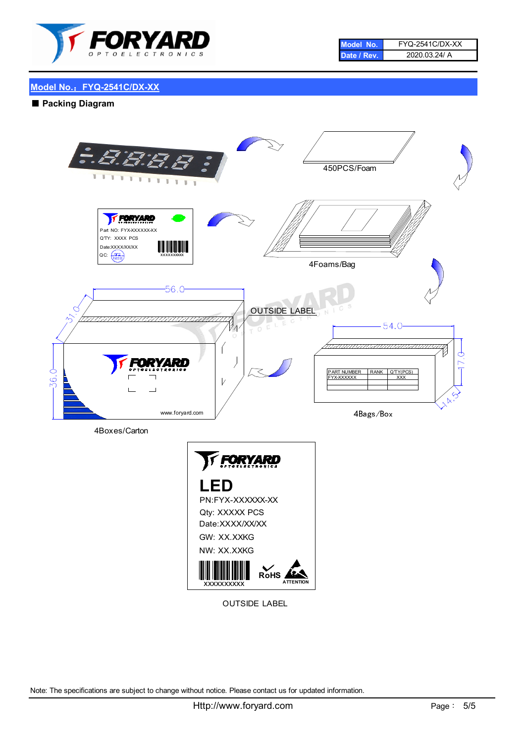| Model No. | FYQ-2541C/DX-XX |
| --- | --- |
| Date / Rev. | 2020.03.24/ A |

## Model No.：FYQ-2541C/DX-XX

■ **Packing Diagram**

450PCS/Foam

Part NO: FYX-XXXXXXX-XX
Q'TY: XXXX PCS
Date:XXXX/XX/XX
QC:
XXXXXXXXXX

4Foams/Bag

56.0
31.0
36.0

OUTSIDE LABEL

www.foryard.com

4Boxes/Carton

54.0
17.0
14.5

| PART NUMBER | RANK | Q'TY(PCS) |
| --- | --- | --- |
| FYX-XXXXXX | | XXX |
| | | |
| | | |

4Bags/Box

LED
PN:FYX-XXXXXX-XX
Qty: XXXXX PCS
Date:XXXX/XX/XX
GW: XX.XXKG
NW: XX.XXKG
XXXXXXXXXX
RoHS
ATTENTION

OUTSIDE LABEL

Note: The specifications are subject to change without notice. Please contact us for updated information.